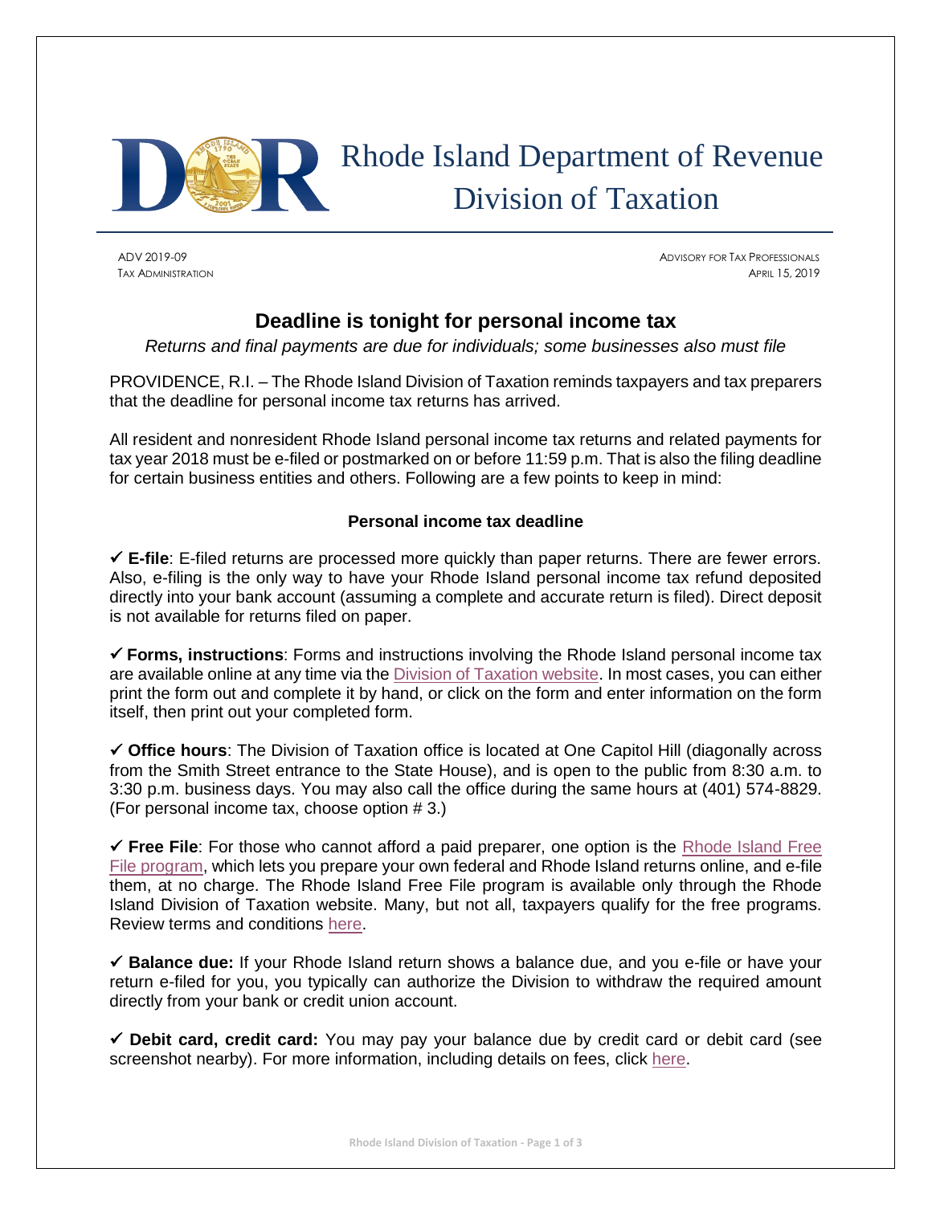# Rhode Island Department of Revenue
# Division of Taxation

ADV 2019-09
TAX ADMINISTRATION

ADVISORY FOR TAX PROFESSIONALS
APRIL 15, 2019

## Deadline is tonight for personal income tax

*Returns and final payments are due for individuals; some businesses also must file*

PROVIDENCE, R.I. – The Rhode Island Division of Taxation reminds taxpayers and tax preparers that the deadline for personal income tax returns has arrived.

All resident and nonresident Rhode Island personal income tax returns and related payments for tax year 2018 must be e-filed or postmarked on or before 11:59 p.m. That is also the filing deadline for certain business entities and others. Following are a few points to keep in mind:

### Personal income tax deadline

✓ **E-file**: E-filed returns are processed more quickly than paper returns. There are fewer errors. Also, e-filing is the only way to have your Rhode Island personal income tax refund deposited directly into your bank account (assuming a complete and accurate return is filed). Direct deposit is not available for returns filed on paper.

✓ **Forms, instructions**: Forms and instructions involving the Rhode Island personal income tax are available online at any time via the Division of Taxation website. In most cases, you can either print the form out and complete it by hand, or click on the form and enter information on the form itself, then print out your completed form.

✓ **Office hours**: The Division of Taxation office is located at One Capitol Hill (diagonally across from the Smith Street entrance to the State House), and is open to the public from 8:30 a.m. to 3:30 p.m. business days. You may also call the office during the same hours at (401) 574-8829. (For personal income tax, choose option # 3.)

✓ **Free File**: For those who cannot afford a paid preparer, one option is the Rhode Island Free File program, which lets you prepare your own federal and Rhode Island returns online, and e-file them, at no charge. The Rhode Island Free File program is available only through the Rhode Island Division of Taxation website. Many, but not all, taxpayers qualify for the free programs. Review terms and conditions here.

✓ **Balance due:** If your Rhode Island return shows a balance due, and you e-file or have your return e-filed for you, you typically can authorize the Division to withdraw the required amount directly from your bank or credit union account.

✓ **Debit card, credit card:** You may pay your balance due by credit card or debit card (see screenshot nearby). For more information, including details on fees, click here.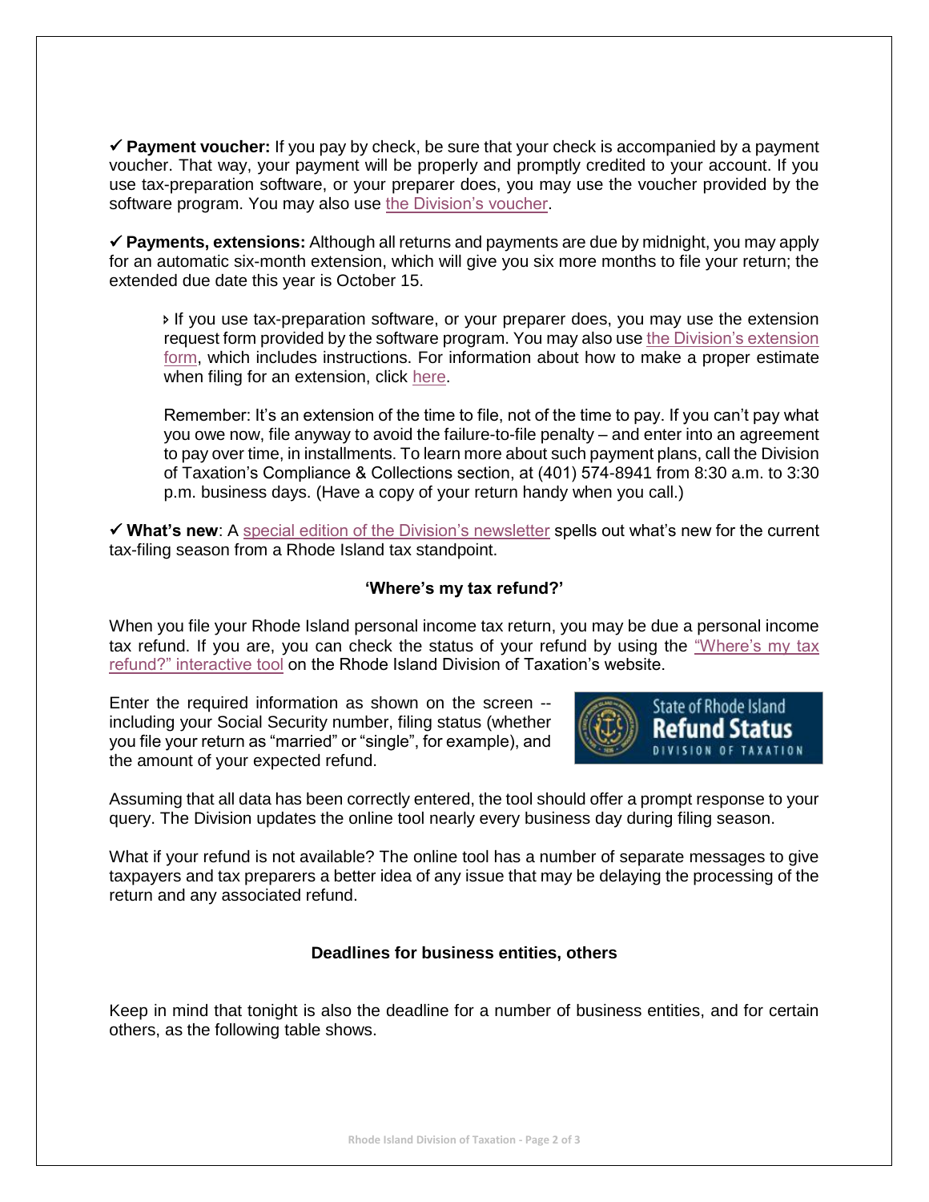✓ **Payment voucher:** If you pay by check, be sure that your check is accompanied by a payment voucher. That way, your payment will be properly and promptly credited to your account. If you use tax-preparation software, or your preparer does, you may use the voucher provided by the software program. You may also use the Division's voucher.

✓ **Payments, extensions:** Although all returns and payments are due by midnight, you may apply for an automatic six-month extension, which will give you six more months to file your return; the extended due date this year is October 15.

> If you use tax-preparation software, or your preparer does, you may use the extension request form provided by the software program. You may also use the Division's extension form, which includes instructions. For information about how to make a proper estimate when filing for an extension, click here.
>
> Remember: It's an extension of the time to file, not of the time to pay. If you can't pay what you owe now, file anyway to avoid the failure-to-file penalty – and enter into an agreement to pay over time, in installments. To learn more about such payment plans, call the Division of Taxation's Compliance & Collections section, at (401) 574-8941 from 8:30 a.m. to 3:30 p.m. business days. (Have a copy of your return handy when you call.)

✓ **What's new**: A special edition of the Division's newsletter spells out what's new for the current tax-filing season from a Rhode Island tax standpoint.

### 'Where's my tax refund?'

When you file your Rhode Island personal income tax return, you may be due a personal income tax refund. If you are, you can check the status of your refund by using the "Where's my tax refund?" interactive tool on the Rhode Island Division of Taxation's website.

Enter the required information as shown on the screen -- including your Social Security number, filing status (whether you file your return as "married" or "single", for example), and the amount of your expected refund.

Assuming that all data has been correctly entered, the tool should offer a prompt response to your query. The Division updates the online tool nearly every business day during filing season.

What if your refund is not available? The online tool has a number of separate messages to give taxpayers and tax preparers a better idea of any issue that may be delaying the processing of the return and any associated refund.

### Deadlines for business entities, others

Keep in mind that tonight is also the deadline for a number of business entities, and for certain others, as the following table shows.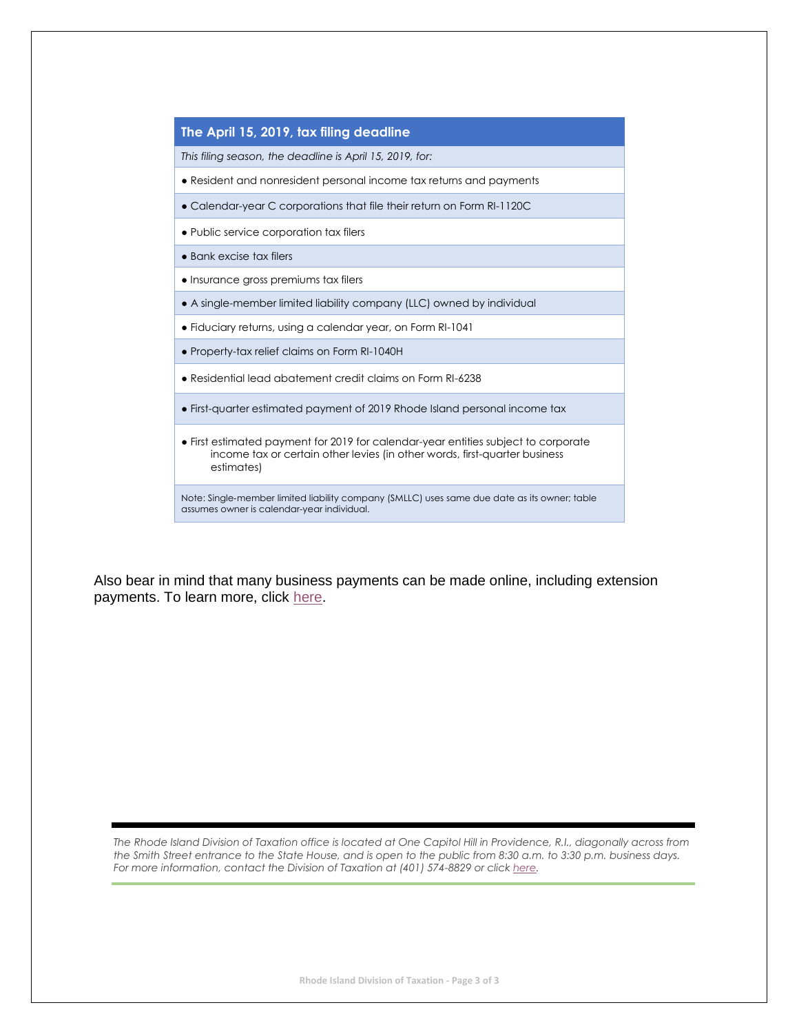| The April 15, 2019, tax filing deadline |
| --- |
| *This filing season, the deadline is April 15, 2019, for:* |
| • Resident and nonresident personal income tax returns and payments |
| • Calendar-year C corporations that file their return on Form RI-1120C |
| • Public service corporation tax filers |
| • Bank excise tax filers |
| • Insurance gross premiums tax filers |
| • A single-member limited liability company (LLC) owned by individual |
| • Fiduciary returns, using a calendar year, on Form RI-1041 |
| • Property-tax relief claims on Form RI-1040H |
| • Residential lead abatement credit claims on Form RI-6238 |
| • First-quarter estimated payment of 2019 Rhode Island personal income tax |
| • First estimated payment for 2019 for calendar-year entities subject to corporate income tax or certain other levies (in other words, first-quarter business estimates) |
| Note: Single-member limited liability company (SMLLC) uses same due date as its owner; table assumes owner is calendar-year individual. |

Also bear in mind that many business payments can be made online, including extension payments. To learn more, click here.

*The Rhode Island Division of Taxation office is located at One Capitol Hill in Providence, R.I., diagonally across from the Smith Street entrance to the State House, and is open to the public from 8:30 a.m. to 3:30 p.m. business days. For more information, contact the Division of Taxation at (401) 574-8829 or click here.*